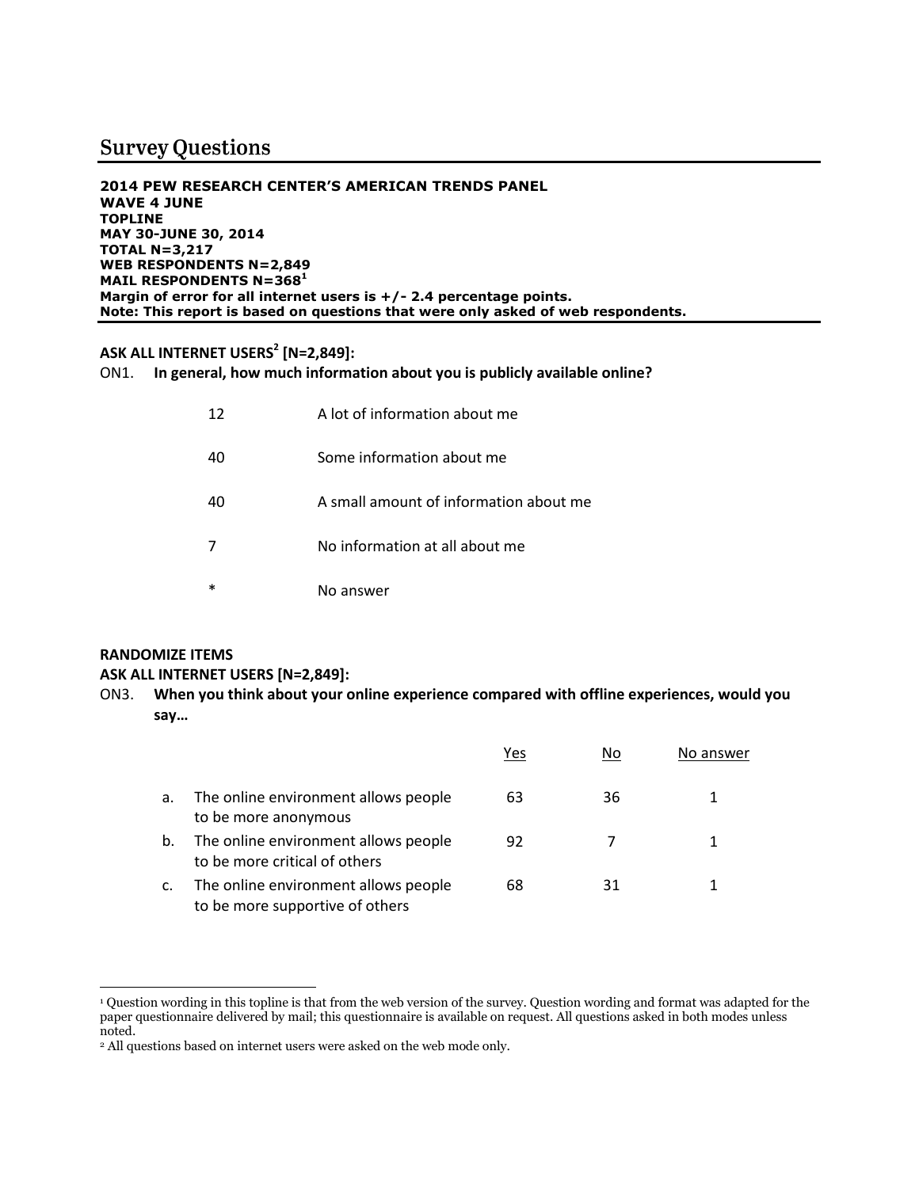# Survey Questions

**2014 PEW RESEARCH CENTER'S AMERICAN TRENDS PANEL**
**WAVE 4 JUNE**
**TOPLINE**
**MAY 30-JUNE 30, 2014**
**TOTAL N=3,217**
**WEB RESPONDENTS N=2,849**
**MAIL RESPONDENTS N=368[1]**
**Margin of error for all internet users is +/- 2.4 percentage points.**
**Note: This report is based on questions that were only asked of web respondents.**

**ASK ALL INTERNET USERS[2] [N=2,849]:**

ON1. **In general, how much information about you is publicly available online?**

| | |
|---|---|
| 12 | A lot of information about me |
| 40 | Some information about me |
| 40 | A small amount of information about me |
| 7 | No information at all about me |
| * | No answer |

**RANDOMIZE ITEMS**
**ASK ALL INTERNET USERS [N=2,849]:**

ON3. **When you think about your online experience compared with offline experiences, would you say…**

| | Yes | No | No answer |
|---|---|---|---|
| a. The online environment allows people to be more anonymous | 63 | 36 | 1 |
| b. The online environment allows people to be more critical of others | 92 | 7 | 1 |
| c. The online environment allows people to be more supportive of others | 68 | 31 | 1 |

---

[1] Question wording in this topline is that from the web version of the survey. Question wording and format was adapted for the paper questionnaire delivered by mail; this questionnaire is available on request. All questions asked in both modes unless noted.

[2] All questions based on internet users were asked on the web mode only.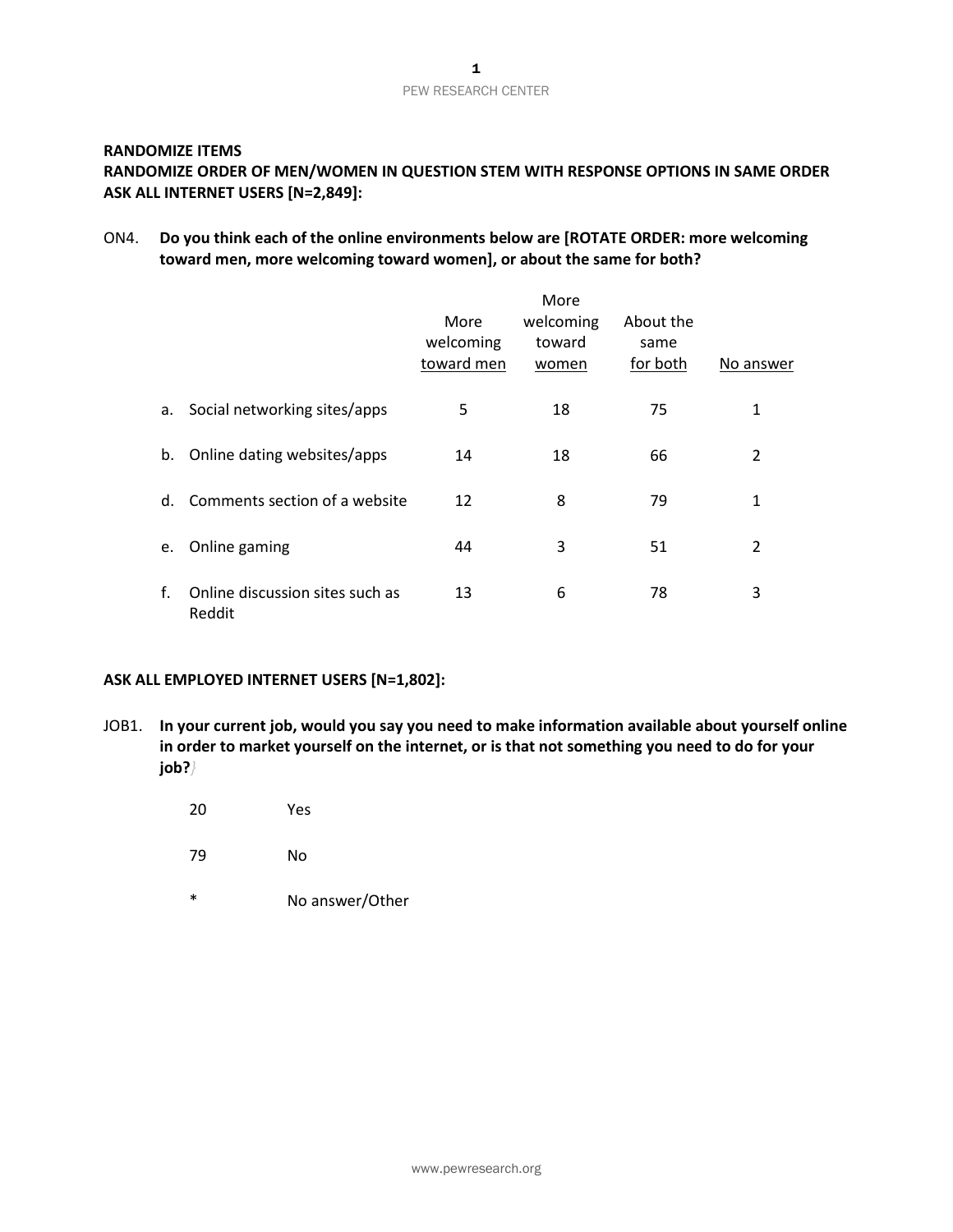**RANDOMIZE ITEMS**
**RANDOMIZE ORDER OF MEN/WOMEN IN QUESTION STEM WITH RESPONSE OPTIONS IN SAME ORDER**
**ASK ALL INTERNET USERS [N=2,849]:**

ON4. **Do you think each of the online environments below are [ROTATE ORDER: more welcoming toward men, more welcoming toward women], or about the same for both?**

| | More welcoming toward men | More welcoming toward women | About the same for both | No answer |
|---|---|---|---|---|
| a. Social networking sites/apps | 5 | 18 | 75 | 1 |
| b. Online dating websites/apps | 14 | 18 | 66 | 2 |
| d. Comments section of a website | 12 | 8 | 79 | 1 |
| e. Online gaming | 44 | 3 | 51 | 2 |
| f. Online discussion sites such as Reddit | 13 | 6 | 78 | 3 |

**ASK ALL EMPLOYED INTERNET USERS [N=1,802]:**

JOB1. **In your current job, would you say you need to make information available about yourself online in order to market yourself on the internet, or is that not something you need to do for your job?**

| | |
|---|---|
| 20 | Yes |
| 79 | No |
| * | No answer/Other |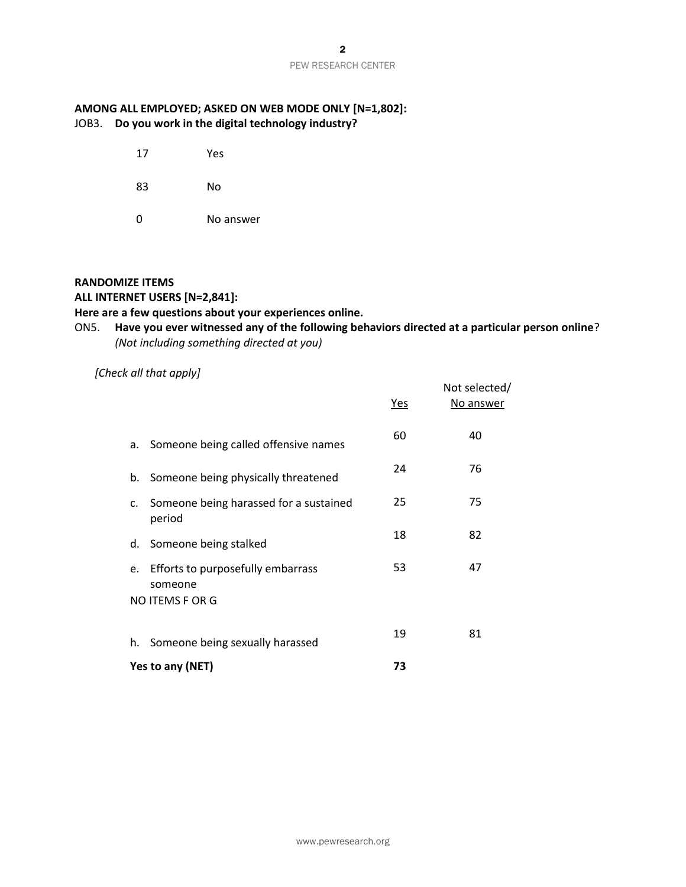**AMONG ALL EMPLOYED; ASKED ON WEB MODE ONLY [N=1,802]:**

JOB3. **Do you work in the digital technology industry?**

| | |
|---|---|
| 17 | Yes |
| 83 | No |
| 0 | No answer |

**RANDOMIZE ITEMS**

**ALL INTERNET USERS [N=2,841]:**

**Here are a few questions about your experiences online.**

ON5. **Have you ever witnessed any of the following behaviors directed at a particular person online**? *(Not including something directed at you)*

*[Check all that apply]*

| | Yes | Not selected/ No answer |
|---|---|---|
| a. Someone being called offensive names | 60 | 40 |
| b. Someone being physically threatened | 24 | 76 |
| c. Someone being harassed for a sustained period | 25 | 75 |
| d. Someone being stalked | 18 | 82 |
| e. Efforts to purposefully embarrass someone | 53 | 47 |
| NO ITEMS F OR G | | |
| h. Someone being sexually harassed | 19 | 81 |
| **Yes to any (NET)** | **73** | |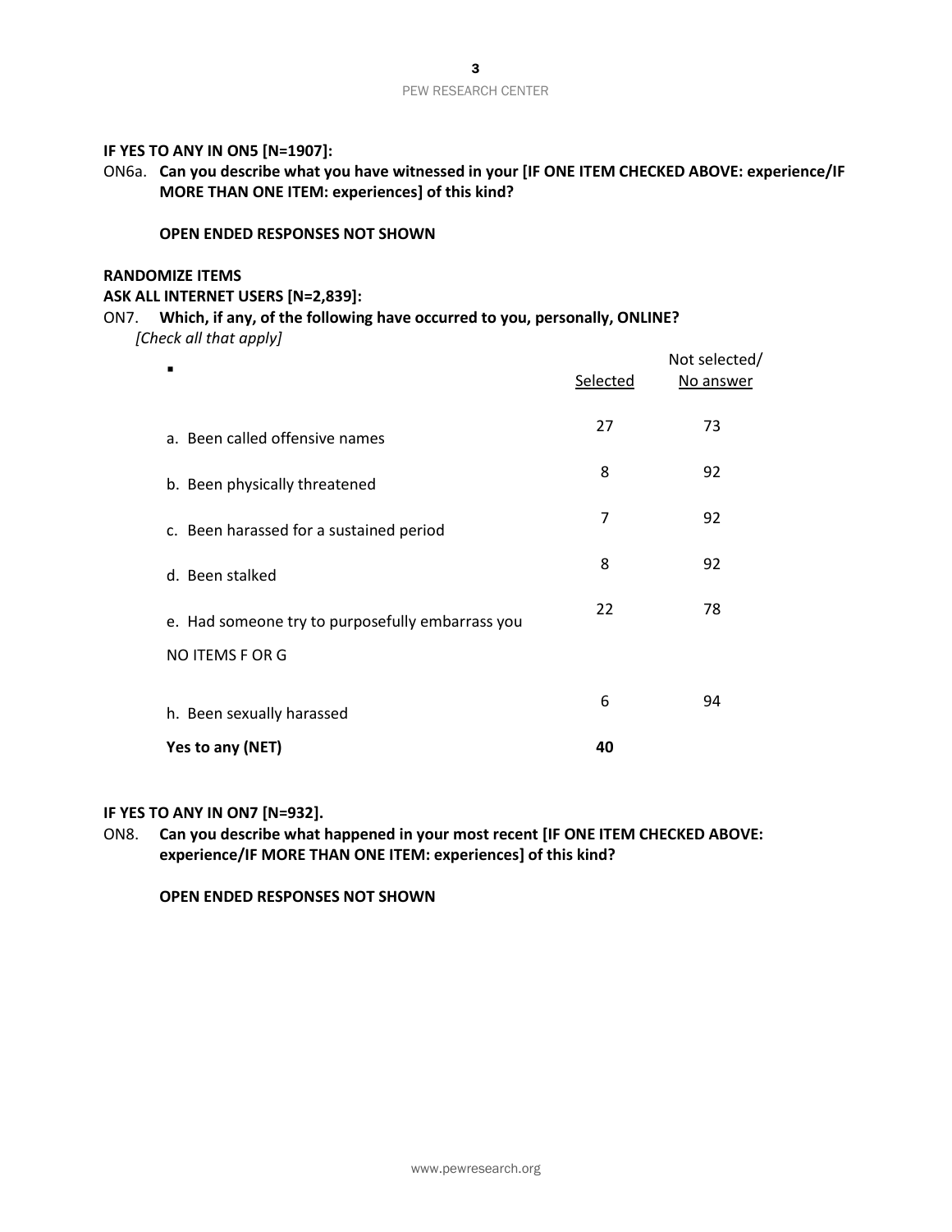**IF YES TO ANY IN ON5 [N=1907]:**

ON6a. **Can you describe what you have witnessed in your [IF ONE ITEM CHECKED ABOVE: experience/IF MORE THAN ONE ITEM: experiences] of this kind?**

**OPEN ENDED RESPONSES NOT SHOWN**

**RANDOMIZE ITEMS**

**ASK ALL INTERNET USERS [N=2,839]:**

ON7. **Which, if any, of the following have occurred to you, personally, ONLINE?**
*[Check all that apply]*

| ▪ | Selected | Not selected/ No answer |
|---|---|---|
| a. Been called offensive names | 27 | 73 |
| b. Been physically threatened | 8 | 92 |
| c. Been harassed for a sustained period | 7 | 92 |
| d. Been stalked | 8 | 92 |
| e. Had someone try to purposefully embarrass you | 22 | 78 |
| NO ITEMS F OR G | | |
| h. Been sexually harassed | 6 | 94 |
| **Yes to any (NET)** | **40** | |

**IF YES TO ANY IN ON7 [N=932].**

ON8. **Can you describe what happened in your most recent [IF ONE ITEM CHECKED ABOVE: experience/IF MORE THAN ONE ITEM: experiences] of this kind?**

**OPEN ENDED RESPONSES NOT SHOWN**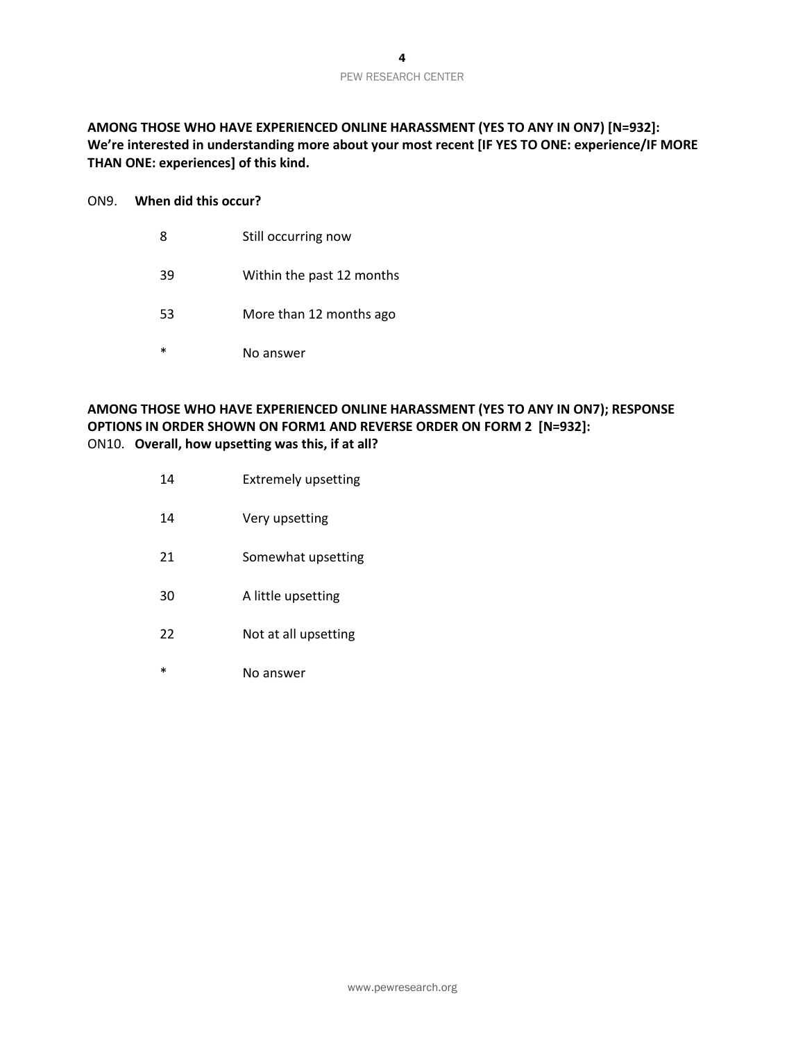**AMONG THOSE WHO HAVE EXPERIENCED ONLINE HARASSMENT (YES TO ANY IN ON7) [N=932]:**
**We're interested in understanding more about your most recent [IF YES TO ONE: experience/IF MORE THAN ONE: experiences] of this kind.**

ON9. **When did this occur?**

| | |
|---|---|
| 8 | Still occurring now |
| 39 | Within the past 12 months |
| 53 | More than 12 months ago |
| * | No answer |

**AMONG THOSE WHO HAVE EXPERIENCED ONLINE HARASSMENT (YES TO ANY IN ON7); RESPONSE OPTIONS IN ORDER SHOWN ON FORM1 AND REVERSE ORDER ON FORM 2 [N=932]:**

ON10. **Overall, how upsetting was this, if at all?**

| | |
|---|---|
| 14 | Extremely upsetting |
| 14 | Very upsetting |
| 21 | Somewhat upsetting |
| 30 | A little upsetting |
| 22 | Not at all upsetting |
| * | No answer |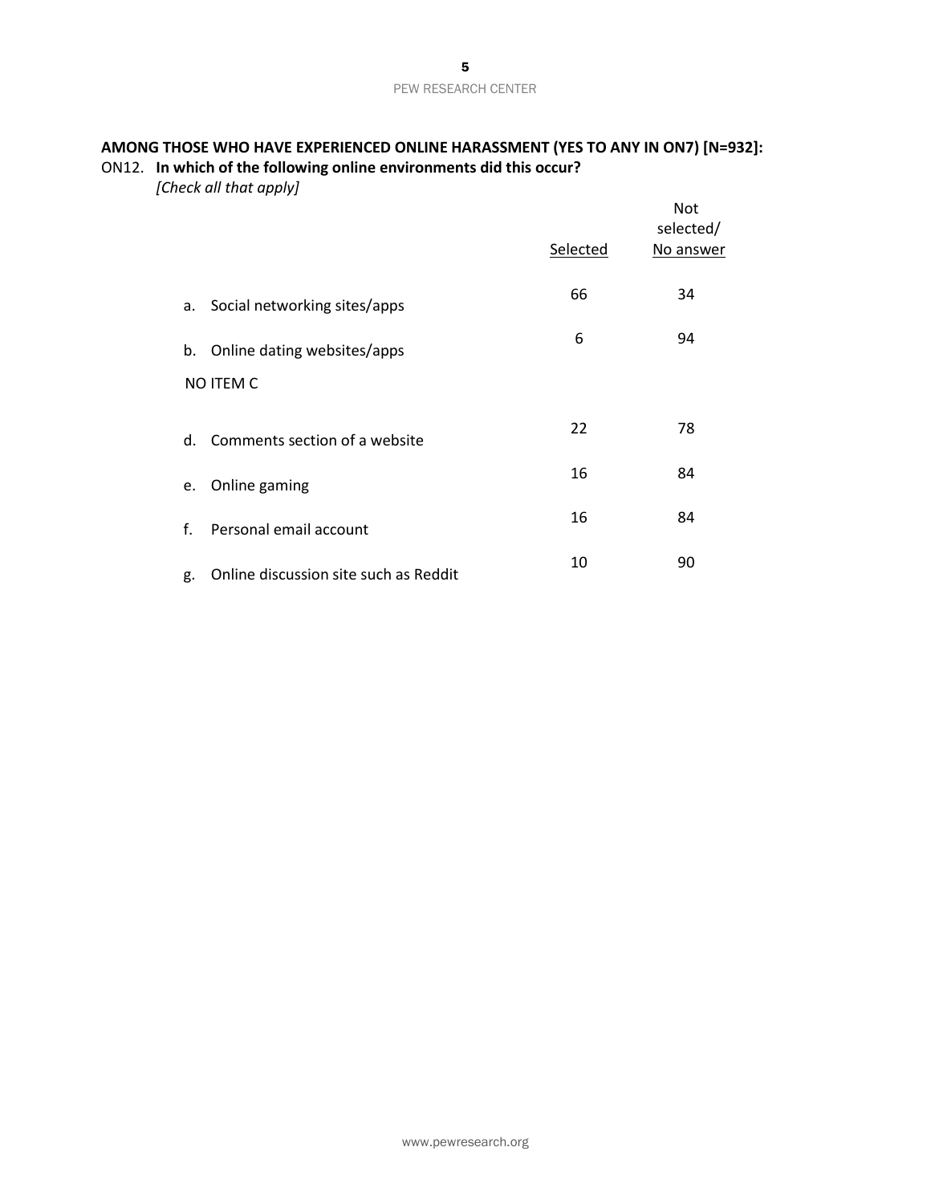**AMONG THOSE WHO HAVE EXPERIENCED ONLINE HARASSMENT (YES TO ANY IN ON7) [N=932]:**

ON12. **In which of the following online environments did this occur?**
*[Check all that apply]*

| | Selected | Not selected/ No answer |
|---|---|---|
| a. Social networking sites/apps | 66 | 34 |
| b. Online dating websites/apps | 6 | 94 |
| NO ITEM C | | |
| d. Comments section of a website | 22 | 78 |
| e. Online gaming | 16 | 84 |
| f. Personal email account | 16 | 84 |
| g. Online discussion site such as Reddit | 10 | 90 |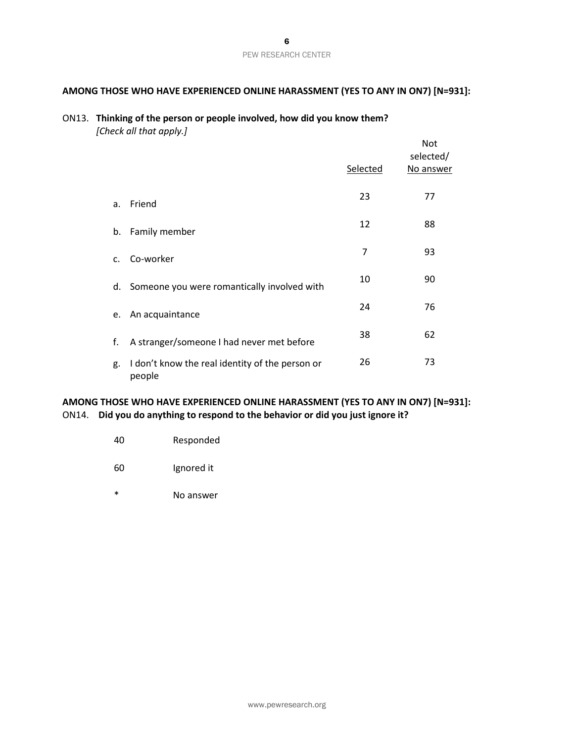**AMONG THOSE WHO HAVE EXPERIENCED ONLINE HARASSMENT (YES TO ANY IN ON7) [N=931]:**

ON13. **Thinking of the person or people involved, how did you know them?**
*[Check all that apply.]*

| | Selected | Not selected/ No answer |
|---|---|---|
| a. Friend | 23 | 77 |
| b. Family member | 12 | 88 |
| c. Co-worker | 7 | 93 |
| d. Someone you were romantically involved with | 10 | 90 |
| e. An acquaintance | 24 | 76 |
| f. A stranger/someone I had never met before | 38 | 62 |
| g. I don't know the real identity of the person or people | 26 | 73 |

**AMONG THOSE WHO HAVE EXPERIENCED ONLINE HARASSMENT (YES TO ANY IN ON7) [N=931]:**

ON14. **Did you do anything to respond to the behavior or did you just ignore it?**

| | |
|---|---|
| 40 | Responded |
| 60 | Ignored it |
| * | No answer |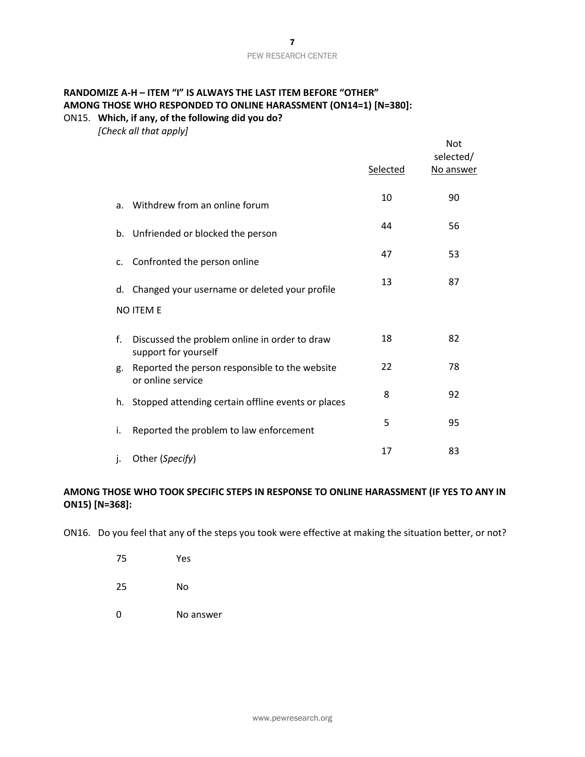**RANDOMIZE A-H – ITEM "I" IS ALWAYS THE LAST ITEM BEFORE "OTHER"**
**AMONG THOSE WHO RESPONDED TO ONLINE HARASSMENT (ON14=1) [N=380]:**

ON15. **Which, if any, of the following did you do?**
*[Check all that apply]*

| | Selected | Not selected/ No answer |
|---|---|---|
| a. Withdrew from an online forum | 10 | 90 |
| b. Unfriended or blocked the person | 44 | 56 |
| c. Confronted the person online | 47 | 53 |
| d. Changed your username or deleted your profile | 13 | 87 |
| NO ITEM E | | |
| f. Discussed the problem online in order to draw support for yourself | 18 | 82 |
| g. Reported the person responsible to the website or online service | 22 | 78 |
| h. Stopped attending certain offline events or places | 8 | 92 |
| i. Reported the problem to law enforcement | 5 | 95 |
| j. Other (*Specify*) | 17 | 83 |

**AMONG THOSE WHO TOOK SPECIFIC STEPS IN RESPONSE TO ONLINE HARASSMENT (IF YES TO ANY IN ON15) [N=368]:**

ON16. Do you feel that any of the steps you took were effective at making the situation better, or not?

| | |
|---|---|
| 75 | Yes |
| 25 | No |
| 0 | No answer |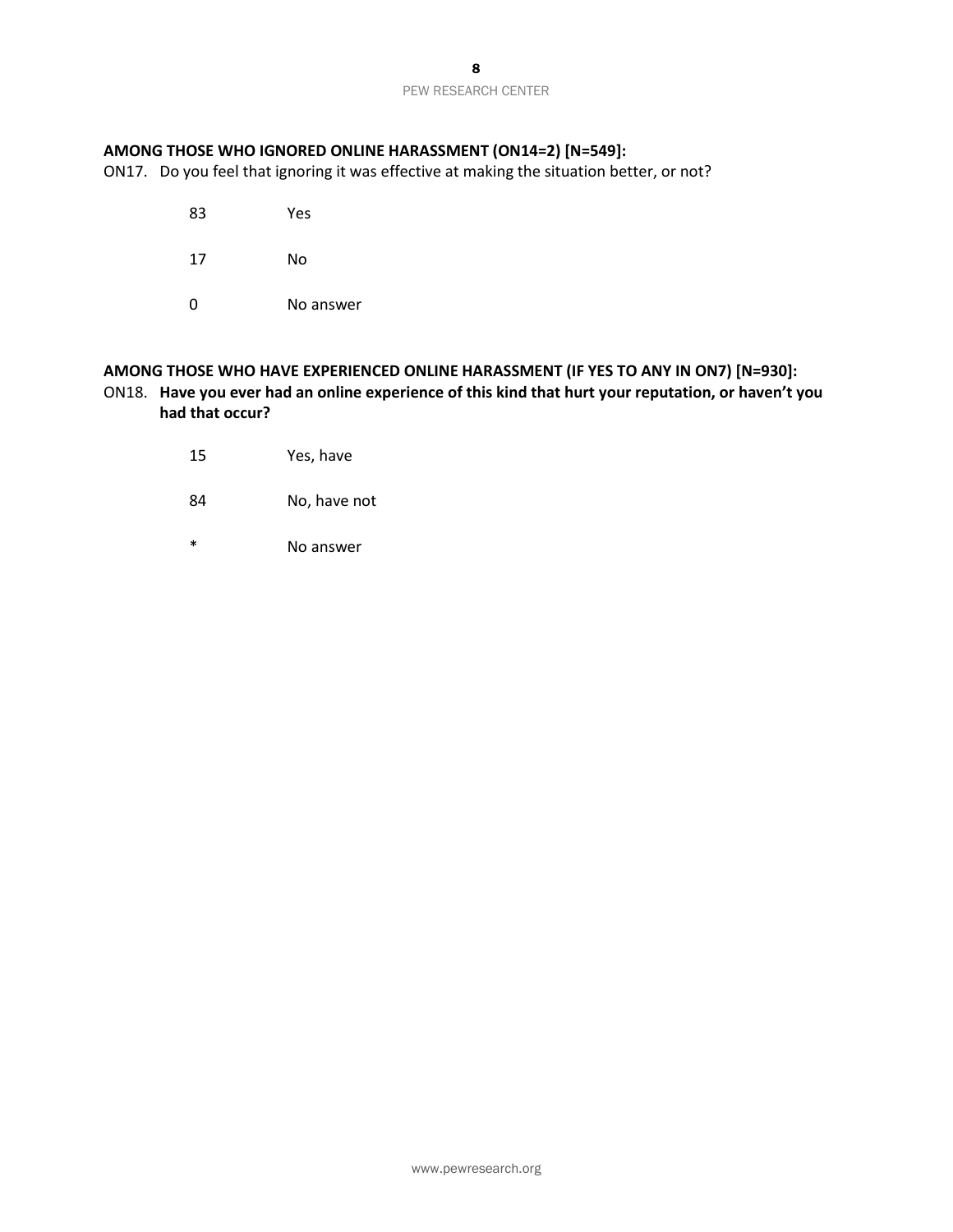**AMONG THOSE WHO IGNORED ONLINE HARASSMENT (ON14=2) [N=549]:**

ON17. Do you feel that ignoring it was effective at making the situation better, or not?

| | |
|---|---|
| 83 | Yes |
| 17 | No |
| 0 | No answer |

**AMONG THOSE WHO HAVE EXPERIENCED ONLINE HARASSMENT (IF YES TO ANY IN ON7) [N=930]:**

ON18. **Have you ever had an online experience of this kind that hurt your reputation, or haven't you had that occur?**

| | |
|---|---|
| 15 | Yes, have |
| 84 | No, have not |
| * | No answer |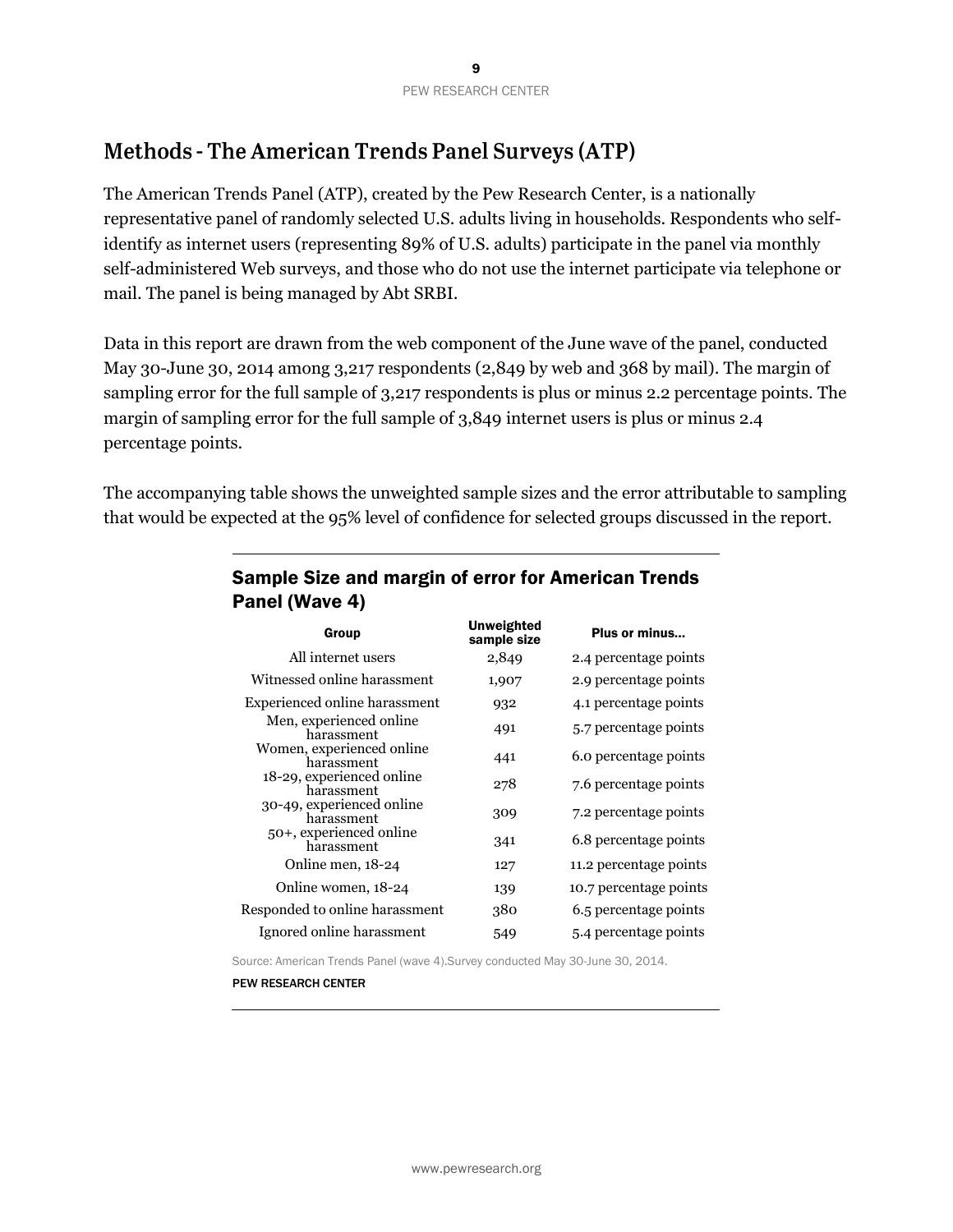## Methods - The American Trends Panel Surveys (ATP)

The American Trends Panel (ATP), created by the Pew Research Center, is a nationally representative panel of randomly selected U.S. adults living in households. Respondents who self-identify as internet users (representing 89% of U.S. adults) participate in the panel via monthly self-administered Web surveys, and those who do not use the internet participate via telephone or mail. The panel is being managed by Abt SRBI.

Data in this report are drawn from the web component of the June wave of the panel, conducted May 30-June 30, 2014 among 3,217 respondents (2,849 by web and 368 by mail). The margin of sampling error for the full sample of 3,217 respondents is plus or minus 2.2 percentage points. The margin of sampling error for the full sample of 3,849 internet users is plus or minus 2.4 percentage points.

The accompanying table shows the unweighted sample sizes and the error attributable to sampling that would be expected at the 95% level of confidence for selected groups discussed in the report.

### Sample Size and margin of error for American Trends Panel (Wave 4)

| Group | Unweighted sample size | Plus or minus... |
|---|---|---|
| All internet users | 2,849 | 2.4 percentage points |
| Witnessed online harassment | 1,907 | 2.9 percentage points |
| Experienced online harassment | 932 | 4.1 percentage points |
| Men, experienced online harassment | 491 | 5.7 percentage points |
| Women, experienced online harassment | 441 | 6.0 percentage points |
| 18-29, experienced online harassment | 278 | 7.6 percentage points |
| 30-49, experienced online harassment | 309 | 7.2 percentage points |
| 50+, experienced online harassment | 341 | 6.8 percentage points |
| Online men, 18-24 | 127 | 11.2 percentage points |
| Online women, 18-24 | 139 | 10.7 percentage points |
| Responded to online harassment | 380 | 6.5 percentage points |
| Ignored online harassment | 549 | 5.4 percentage points |

Source: American Trends Panel (wave 4).Survey conducted May 30-June 30, 2014.

PEW RESEARCH CENTER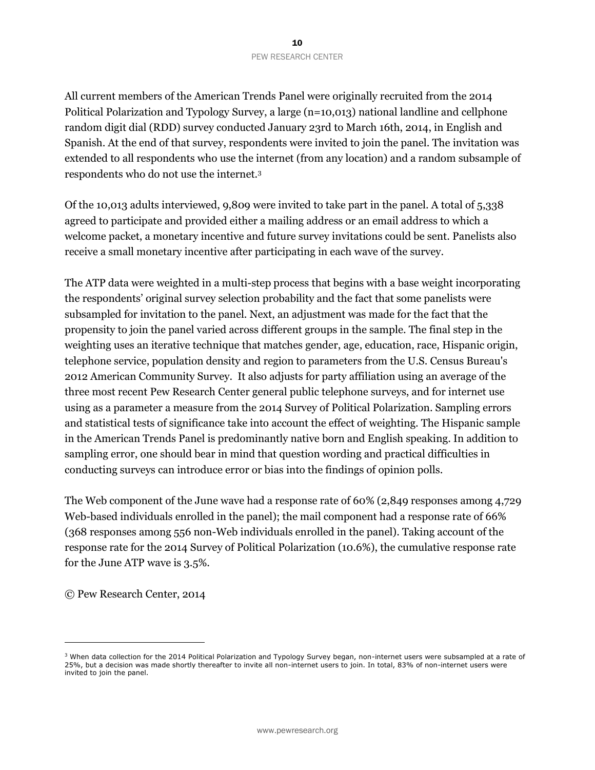All current members of the American Trends Panel were originally recruited from the 2014 Political Polarization and Typology Survey, a large (n=10,013) national landline and cellphone random digit dial (RDD) survey conducted January 23rd to March 16th, 2014, in English and Spanish. At the end of that survey, respondents were invited to join the panel. The invitation was extended to all respondents who use the internet (from any location) and a random subsample of respondents who do not use the internet.[3]

Of the 10,013 adults interviewed, 9,809 were invited to take part in the panel. A total of 5,338 agreed to participate and provided either a mailing address or an email address to which a welcome packet, a monetary incentive and future survey invitations could be sent. Panelists also receive a small monetary incentive after participating in each wave of the survey.

The ATP data were weighted in a multi-step process that begins with a base weight incorporating the respondents' original survey selection probability and the fact that some panelists were subsampled for invitation to the panel. Next, an adjustment was made for the fact that the propensity to join the panel varied across different groups in the sample. The final step in the weighting uses an iterative technique that matches gender, age, education, race, Hispanic origin, telephone service, population density and region to parameters from the U.S. Census Bureau's 2012 American Community Survey. It also adjusts for party affiliation using an average of the three most recent Pew Research Center general public telephone surveys, and for internet use using as a parameter a measure from the 2014 Survey of Political Polarization. Sampling errors and statistical tests of significance take into account the effect of weighting. The Hispanic sample in the American Trends Panel is predominantly native born and English speaking. In addition to sampling error, one should bear in mind that question wording and practical difficulties in conducting surveys can introduce error or bias into the findings of opinion polls.

The Web component of the June wave had a response rate of 60% (2,849 responses among 4,729 Web-based individuals enrolled in the panel); the mail component had a response rate of 66% (368 responses among 556 non-Web individuals enrolled in the panel). Taking account of the response rate for the 2014 Survey of Political Polarization (10.6%), the cumulative response rate for the June ATP wave is 3.5%.

© Pew Research Center, 2014

---

[3] When data collection for the 2014 Political Polarization and Typology Survey began, non-internet users were subsampled at a rate of 25%, but a decision was made shortly thereafter to invite all non-internet users to join. In total, 83% of non-internet users were invited to join the panel.